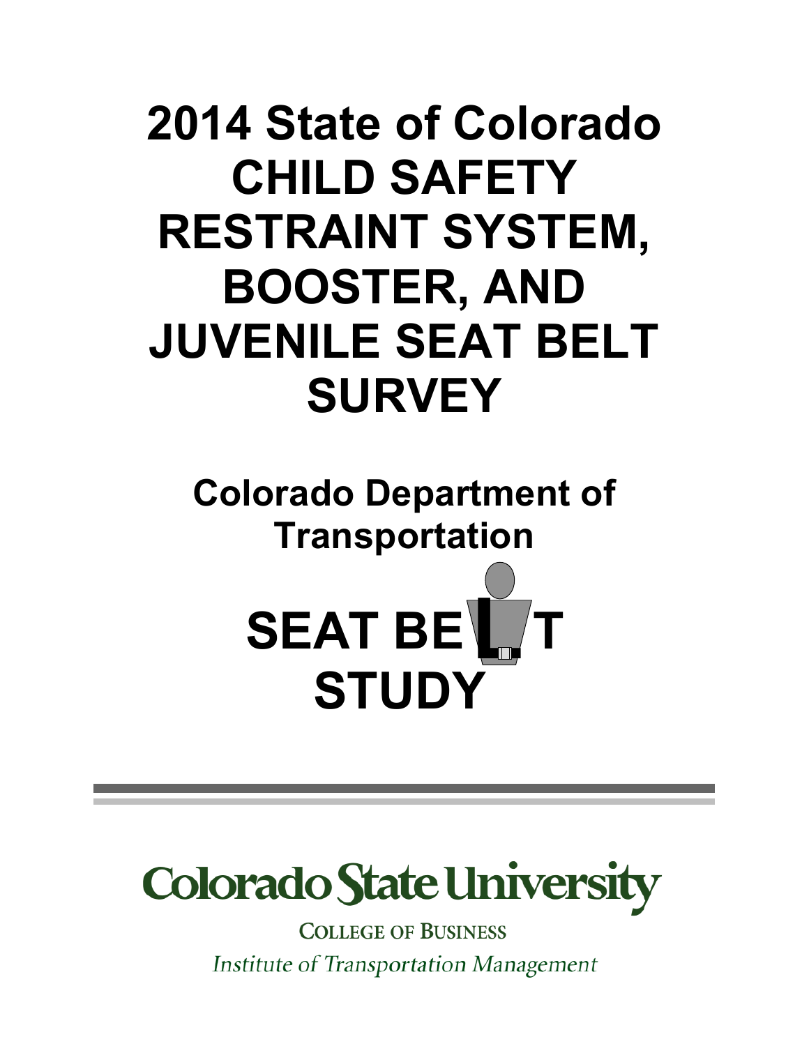# 2014 State of Colorado CHILD SAFETY RESTRAINT SYSTEM, BOOSTER, AND JUVENILE SEAT BELT SURVEY

## Colorado Department of Transportation

## SEAT BELT STUDY

Colorado State University

COLLEGE OF BUSINESS

*Institute of Transportation Management*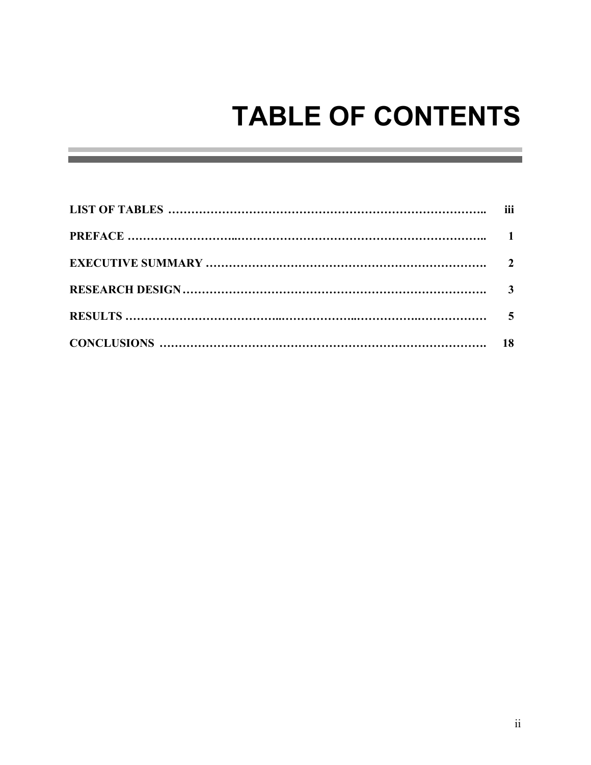# TABLE OF CONTENTS

| | |
|---|---|
| **LIST OF TABLES** | **iii** |
| **PREFACE** | **1** |
| **EXECUTIVE SUMMARY** | **2** |
| **RESEARCH DESIGN** | **3** |
| **RESULTS** | **5** |
| **CONCLUSIONS** | **18** |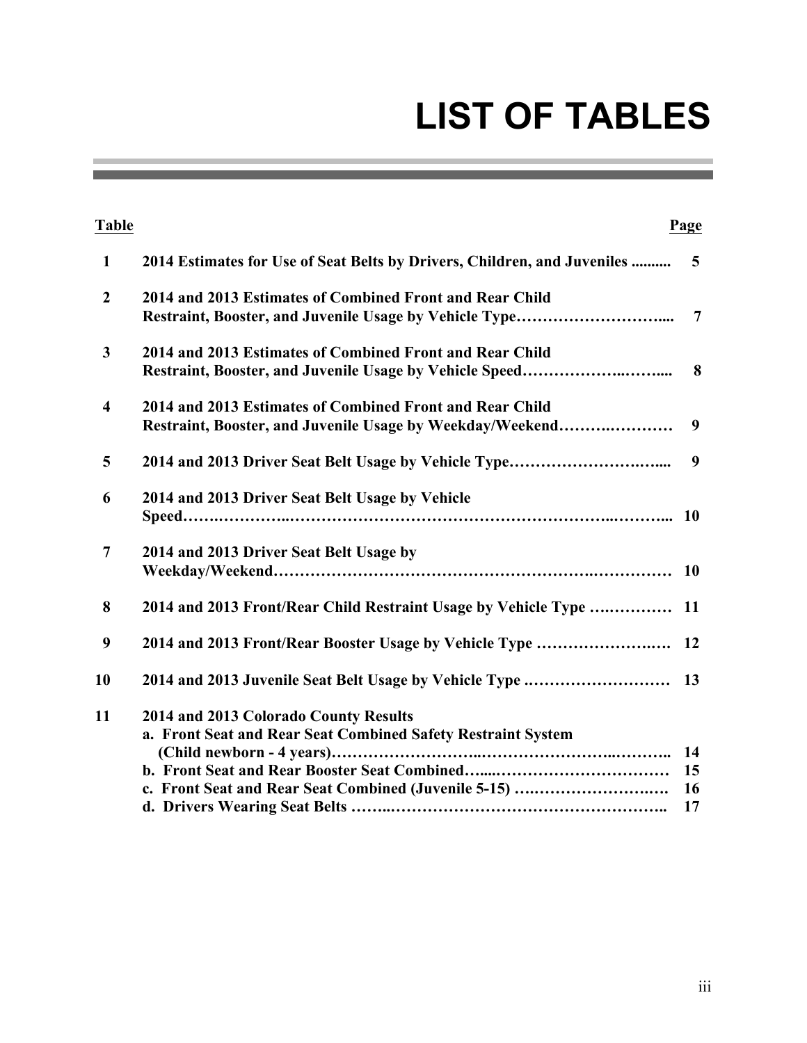# LIST OF TABLES

| Table | | Page |
|---|---|---|
| 1 | 2014 Estimates for Use of Seat Belts by Drivers, Children, and Juveniles | 5 |
| 2 | 2014 and 2013 Estimates of Combined Front and Rear Child Restraint, Booster, and Juvenile Usage by Vehicle Type | 7 |
| 3 | 2014 and 2013 Estimates of Combined Front and Rear Child Restraint, Booster, and Juvenile Usage by Vehicle Speed | 8 |
| 4 | 2014 and 2013 Estimates of Combined Front and Rear Child Restraint, Booster, and Juvenile Usage by Weekday/Weekend | 9 |
| 5 | 2014 and 2013 Driver Seat Belt Usage by Vehicle Type | 9 |
| 6 | 2014 and 2013 Driver Seat Belt Usage by Vehicle Speed | 10 |
| 7 | 2014 and 2013 Driver Seat Belt Usage by Weekday/Weekend | 10 |
| 8 | 2014 and 2013 Front/Rear Child Restraint Usage by Vehicle Type | 11 |
| 9 | 2014 and 2013 Front/Rear Booster Usage by Vehicle Type | 12 |
| 10 | 2014 and 2013 Juvenile Seat Belt Usage by Vehicle Type | 13 |
| 11 | 2014 and 2013 Colorado County Results | |
| | a. Front Seat and Rear Seat Combined Safety Restraint System (Child newborn - 4 years) | 14 |
| | b. Front Seat and Rear Booster Seat Combined | 15 |
| | c. Front Seat and Rear Seat Combined (Juvenile 5-15) | 16 |
| | d. Drivers Wearing Seat Belts | 17 |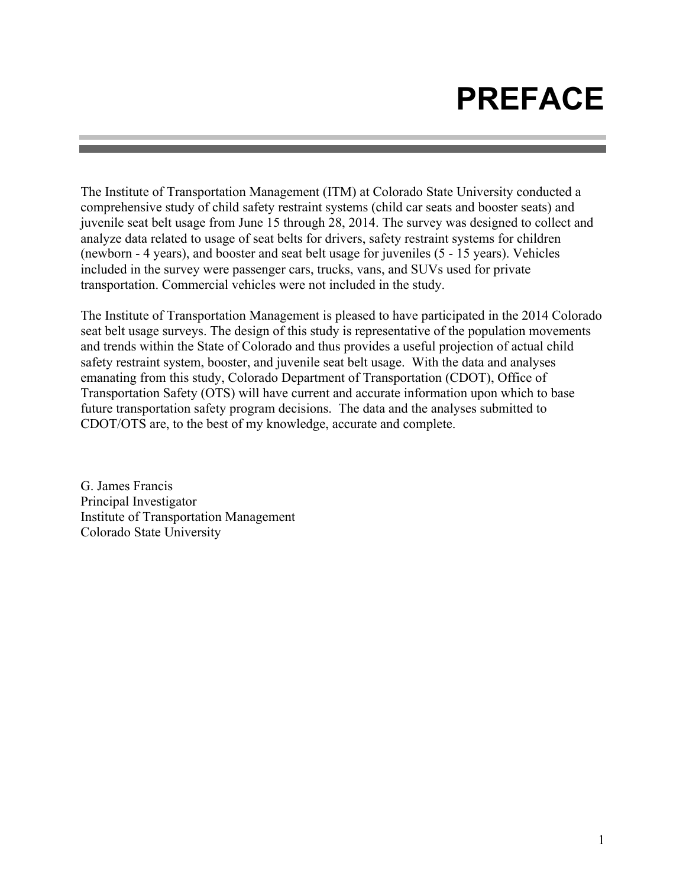# PREFACE

The Institute of Transportation Management (ITM) at Colorado State University conducted a comprehensive study of child safety restraint systems (child car seats and booster seats) and juvenile seat belt usage from June 15 through 28, 2014. The survey was designed to collect and analyze data related to usage of seat belts for drivers, safety restraint systems for children (newborn - 4 years), and booster and seat belt usage for juveniles (5 - 15 years). Vehicles included in the survey were passenger cars, trucks, vans, and SUVs used for private transportation. Commercial vehicles were not included in the study.

The Institute of Transportation Management is pleased to have participated in the 2014 Colorado seat belt usage surveys. The design of this study is representative of the population movements and trends within the State of Colorado and thus provides a useful projection of actual child safety restraint system, booster, and juvenile seat belt usage. With the data and analyses emanating from this study, Colorado Department of Transportation (CDOT), Office of Transportation Safety (OTS) will have current and accurate information upon which to base future transportation safety program decisions. The data and the analyses submitted to CDOT/OTS are, to the best of my knowledge, accurate and complete.

G. James Francis
Principal Investigator
Institute of Transportation Management
Colorado State University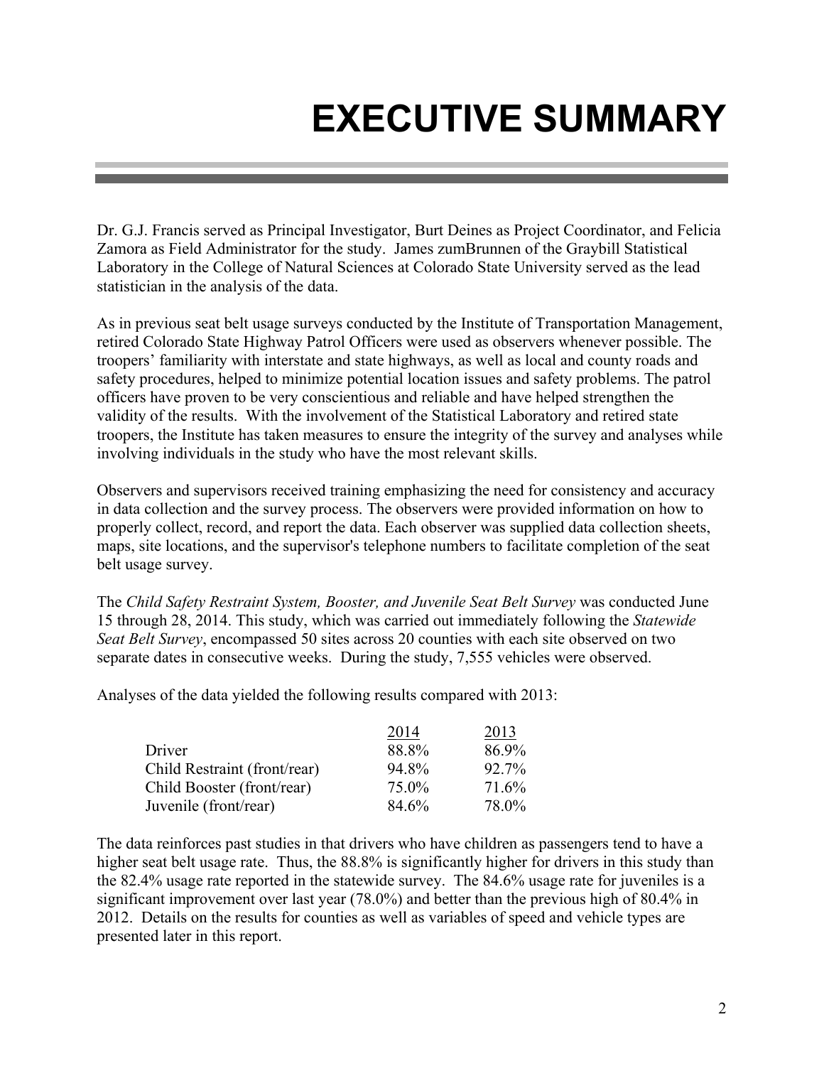# EXECUTIVE SUMMARY

Dr. G.J. Francis served as Principal Investigator, Burt Deines as Project Coordinator, and Felicia Zamora as Field Administrator for the study. James zumBrunnen of the Graybill Statistical Laboratory in the College of Natural Sciences at Colorado State University served as the lead statistician in the analysis of the data.

As in previous seat belt usage surveys conducted by the Institute of Transportation Management, retired Colorado State Highway Patrol Officers were used as observers whenever possible. The troopers' familiarity with interstate and state highways, as well as local and county roads and safety procedures, helped to minimize potential location issues and safety problems. The patrol officers have proven to be very conscientious and reliable and have helped strengthen the validity of the results. With the involvement of the Statistical Laboratory and retired state troopers, the Institute has taken measures to ensure the integrity of the survey and analyses while involving individuals in the study who have the most relevant skills.

Observers and supervisors received training emphasizing the need for consistency and accuracy in data collection and the survey process. The observers were provided information on how to properly collect, record, and report the data. Each observer was supplied data collection sheets, maps, site locations, and the supervisor's telephone numbers to facilitate completion of the seat belt usage survey.

The *Child Safety Restraint System, Booster, and Juvenile Seat Belt Survey* was conducted June 15 through 28, 2014. This study, which was carried out immediately following the *Statewide Seat Belt Survey*, encompassed 50 sites across 20 counties with each site observed on two separate dates in consecutive weeks. During the study, 7,555 vehicles were observed.

Analyses of the data yielded the following results compared with 2013:

| | 2014 | 2013 |
|---|---|---|
| Driver | 88.8% | 86.9% |
| Child Restraint (front/rear) | 94.8% | 92.7% |
| Child Booster (front/rear) | 75.0% | 71.6% |
| Juvenile (front/rear) | 84.6% | 78.0% |

The data reinforces past studies in that drivers who have children as passengers tend to have a higher seat belt usage rate. Thus, the 88.8% is significantly higher for drivers in this study than the 82.4% usage rate reported in the statewide survey. The 84.6% usage rate for juveniles is a significant improvement over last year (78.0%) and better than the previous high of 80.4% in 2012. Details on the results for counties as well as variables of speed and vehicle types are presented later in this report.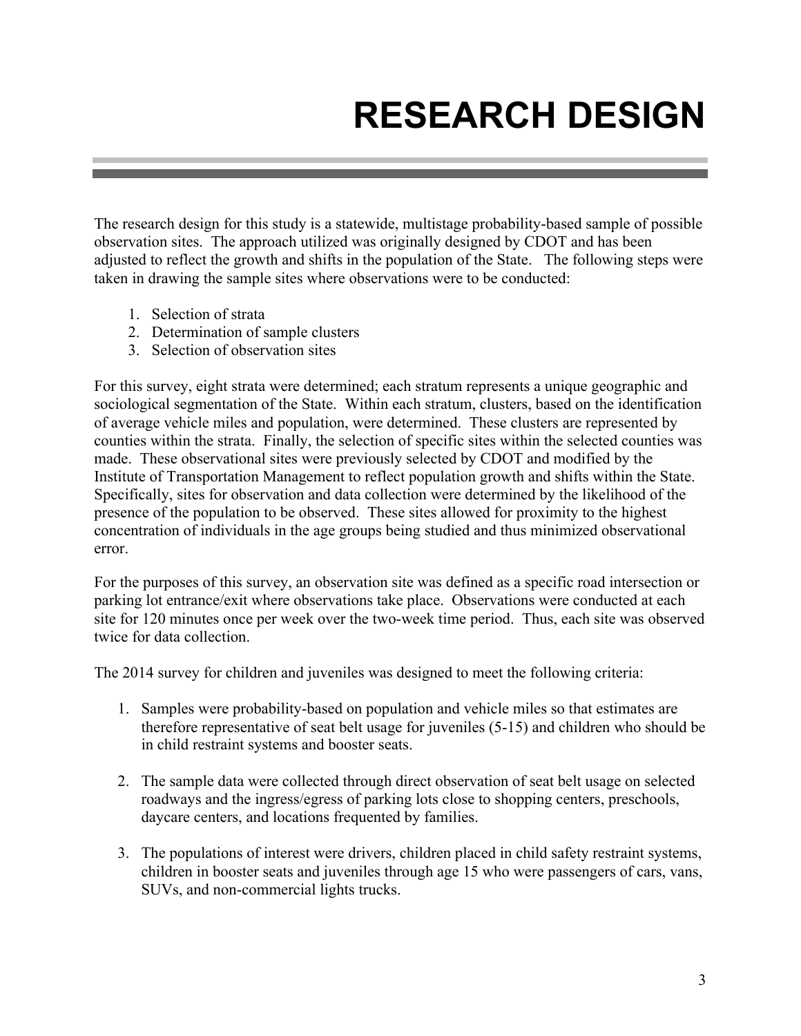# RESEARCH DESIGN

The research design for this study is a statewide, multistage probability-based sample of possible observation sites. The approach utilized was originally designed by CDOT and has been adjusted to reflect the growth and shifts in the population of the State. The following steps were taken in drawing the sample sites where observations were to be conducted:

1. Selection of strata
2. Determination of sample clusters
3. Selection of observation sites

For this survey, eight strata were determined; each stratum represents a unique geographic and sociological segmentation of the State. Within each stratum, clusters, based on the identification of average vehicle miles and population, were determined. These clusters are represented by counties within the strata. Finally, the selection of specific sites within the selected counties was made. These observational sites were previously selected by CDOT and modified by the Institute of Transportation Management to reflect population growth and shifts within the State. Specifically, sites for observation and data collection were determined by the likelihood of the presence of the population to be observed. These sites allowed for proximity to the highest concentration of individuals in the age groups being studied and thus minimized observational error.

For the purposes of this survey, an observation site was defined as a specific road intersection or parking lot entrance/exit where observations take place. Observations were conducted at each site for 120 minutes once per week over the two-week time period. Thus, each site was observed twice for data collection.

The 2014 survey for children and juveniles was designed to meet the following criteria:

1. Samples were probability-based on population and vehicle miles so that estimates are therefore representative of seat belt usage for juveniles (5-15) and children who should be in child restraint systems and booster seats.

2. The sample data were collected through direct observation of seat belt usage on selected roadways and the ingress/egress of parking lots close to shopping centers, preschools, daycare centers, and locations frequented by families.

3. The populations of interest were drivers, children placed in child safety restraint systems, children in booster seats and juveniles through age 15 who were passengers of cars, vans, SUVs, and non-commercial lights trucks.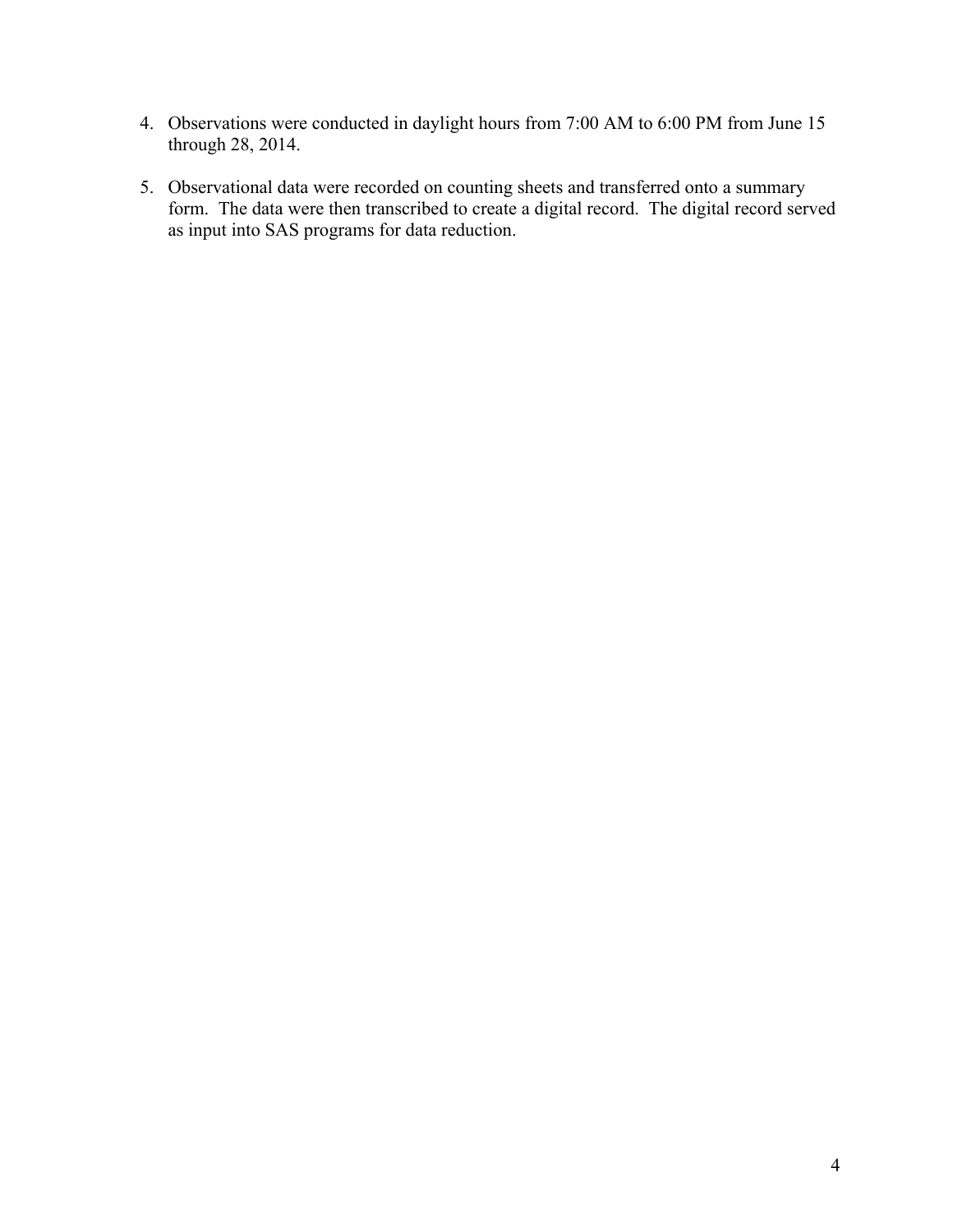4. Observations were conducted in daylight hours from 7:00 AM to 6:00 PM from June 15 through 28, 2014.

5. Observational data were recorded on counting sheets and transferred onto a summary form. The data were then transcribed to create a digital record. The digital record served as input into SAS programs for data reduction.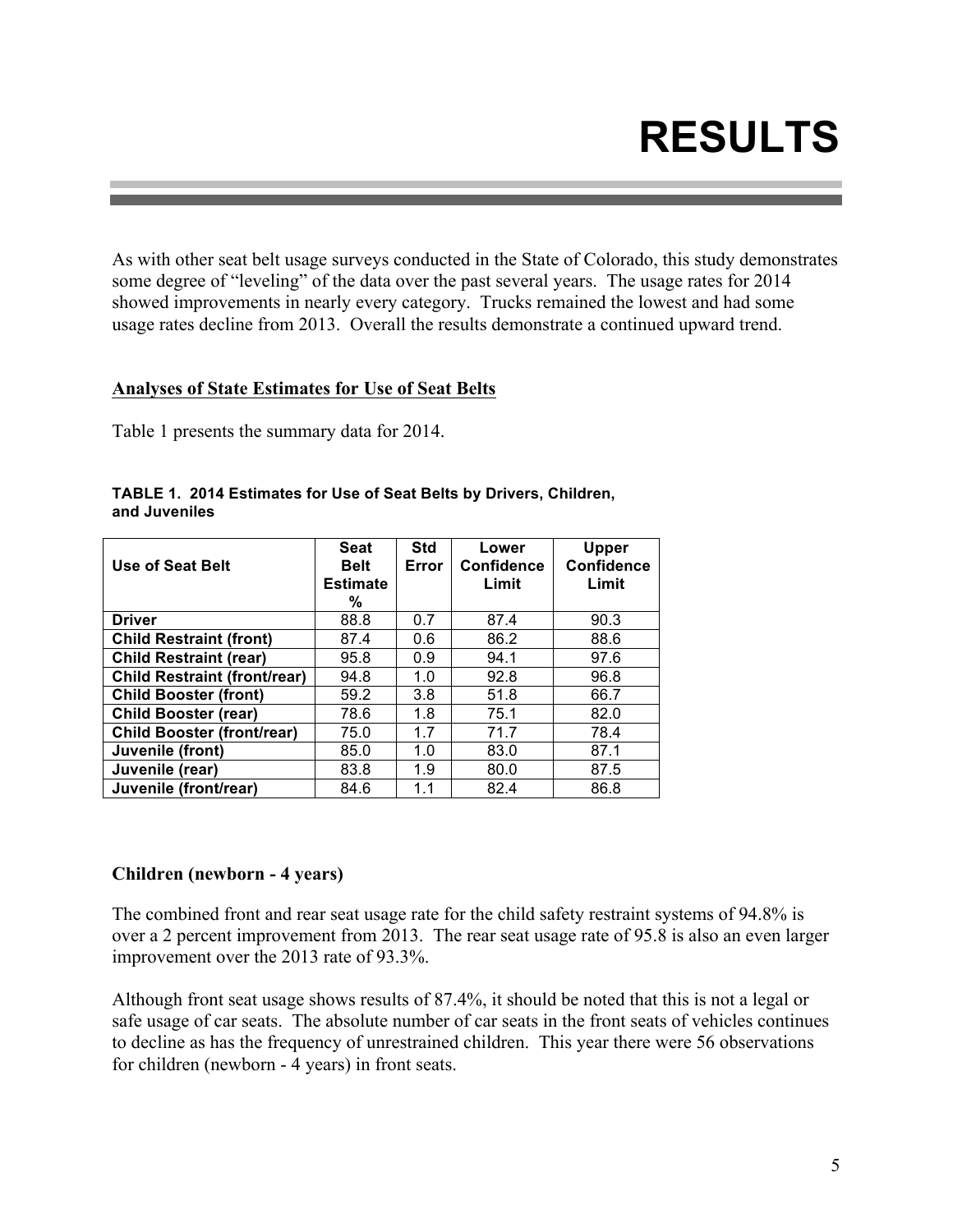# RESULTS

As with other seat belt usage surveys conducted in the State of Colorado, this study demonstrates some degree of "leveling" of the data over the past several years. The usage rates for 2014 showed improvements in nearly every category. Trucks remained the lowest and had some usage rates decline from 2013. Overall the results demonstrate a continued upward trend.

## Analyses of State Estimates for Use of Seat Belts

Table 1 presents the summary data for 2014.

**TABLE 1. 2014 Estimates for Use of Seat Belts by Drivers, Children, and Juveniles**

| Use of Seat Belt | Seat Belt Estimate % | Std Error | Lower Confidence Limit | Upper Confidence Limit |
|---|---|---|---|---|
| **Driver** | 88.8 | 0.7 | 87.4 | 90.3 |
| **Child Restraint (front)** | 87.4 | 0.6 | 86.2 | 88.6 |
| **Child Restraint (rear)** | 95.8 | 0.9 | 94.1 | 97.6 |
| **Child Restraint (front/rear)** | 94.8 | 1.0 | 92.8 | 96.8 |
| **Child Booster (front)** | 59.2 | 3.8 | 51.8 | 66.7 |
| **Child Booster (rear)** | 78.6 | 1.8 | 75.1 | 82.0 |
| **Child Booster (front/rear)** | 75.0 | 1.7 | 71.7 | 78.4 |
| **Juvenile (front)** | 85.0 | 1.0 | 83.0 | 87.1 |
| **Juvenile (rear)** | 83.8 | 1.9 | 80.0 | 87.5 |
| **Juvenile (front/rear)** | 84.6 | 1.1 | 82.4 | 86.8 |

### Children (newborn - 4 years)

The combined front and rear seat usage rate for the child safety restraint systems of 94.8% is over a 2 percent improvement from 2013. The rear seat usage rate of 95.8 is also an even larger improvement over the 2013 rate of 93.3%.

Although front seat usage shows results of 87.4%, it should be noted that this is not a legal or safe usage of car seats. The absolute number of car seats in the front seats of vehicles continues to decline as has the frequency of unrestrained children. This year there were 56 observations for children (newborn - 4 years) in front seats.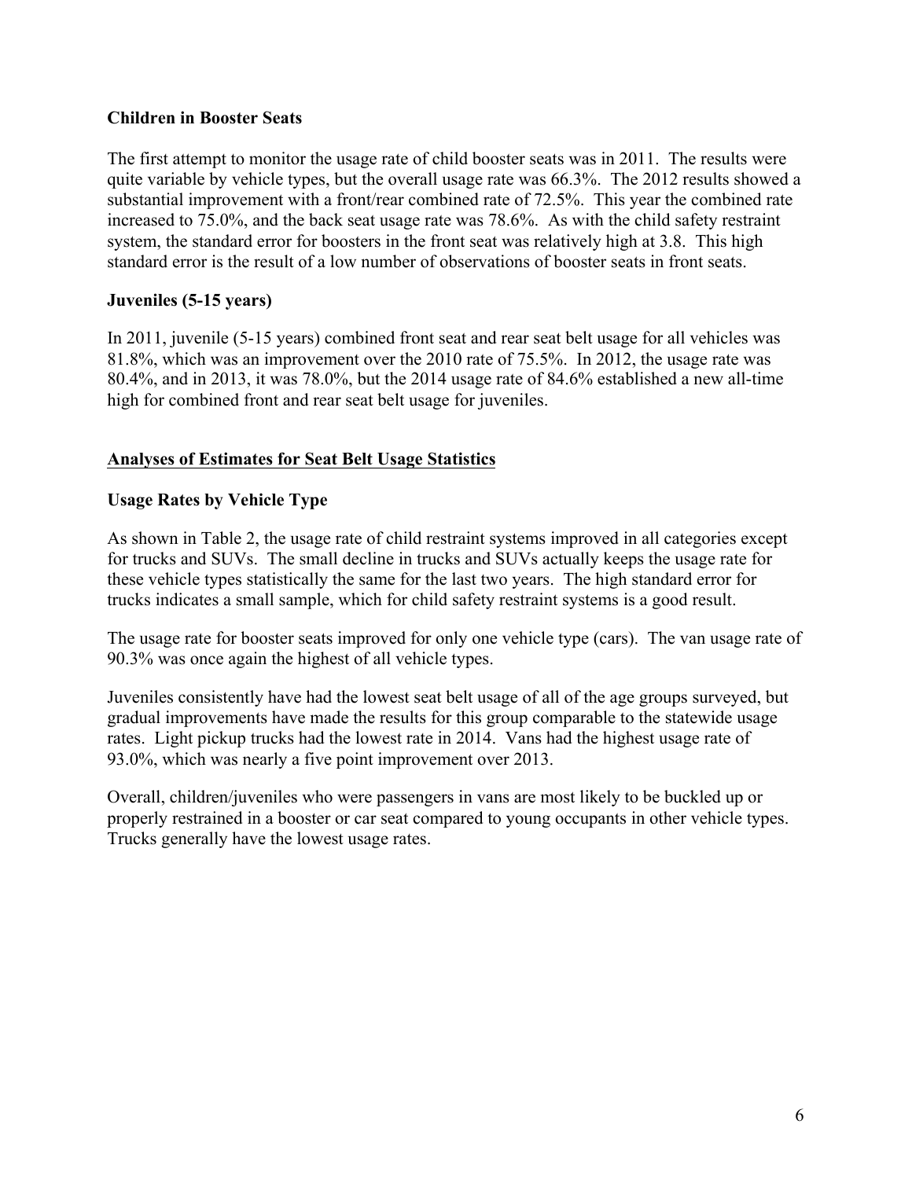### Children in Booster Seats

The first attempt to monitor the usage rate of child booster seats was in 2011. The results were quite variable by vehicle types, but the overall usage rate was 66.3%. The 2012 results showed a substantial improvement with a front/rear combined rate of 72.5%. This year the combined rate increased to 75.0%, and the back seat usage rate was 78.6%. As with the child safety restraint system, the standard error for boosters in the front seat was relatively high at 3.8. This high standard error is the result of a low number of observations of booster seats in front seats.

### Juveniles (5-15 years)

In 2011, juvenile (5-15 years) combined front seat and rear seat belt usage for all vehicles was 81.8%, which was an improvement over the 2010 rate of 75.5%. In 2012, the usage rate was 80.4%, and in 2013, it was 78.0%, but the 2014 usage rate of 84.6% established a new all-time high for combined front and rear seat belt usage for juveniles.

## Analyses of Estimates for Seat Belt Usage Statistics

### Usage Rates by Vehicle Type

As shown in Table 2, the usage rate of child restraint systems improved in all categories except for trucks and SUVs. The small decline in trucks and SUVs actually keeps the usage rate for these vehicle types statistically the same for the last two years. The high standard error for trucks indicates a small sample, which for child safety restraint systems is a good result.

The usage rate for booster seats improved for only one vehicle type (cars). The van usage rate of 90.3% was once again the highest of all vehicle types.

Juveniles consistently have had the lowest seat belt usage of all of the age groups surveyed, but gradual improvements have made the results for this group comparable to the statewide usage rates. Light pickup trucks had the lowest rate in 2014. Vans had the highest usage rate of 93.0%, which was nearly a five point improvement over 2013.

Overall, children/juveniles who were passengers in vans are most likely to be buckled up or properly restrained in a booster or car seat compared to young occupants in other vehicle types. Trucks generally have the lowest usage rates.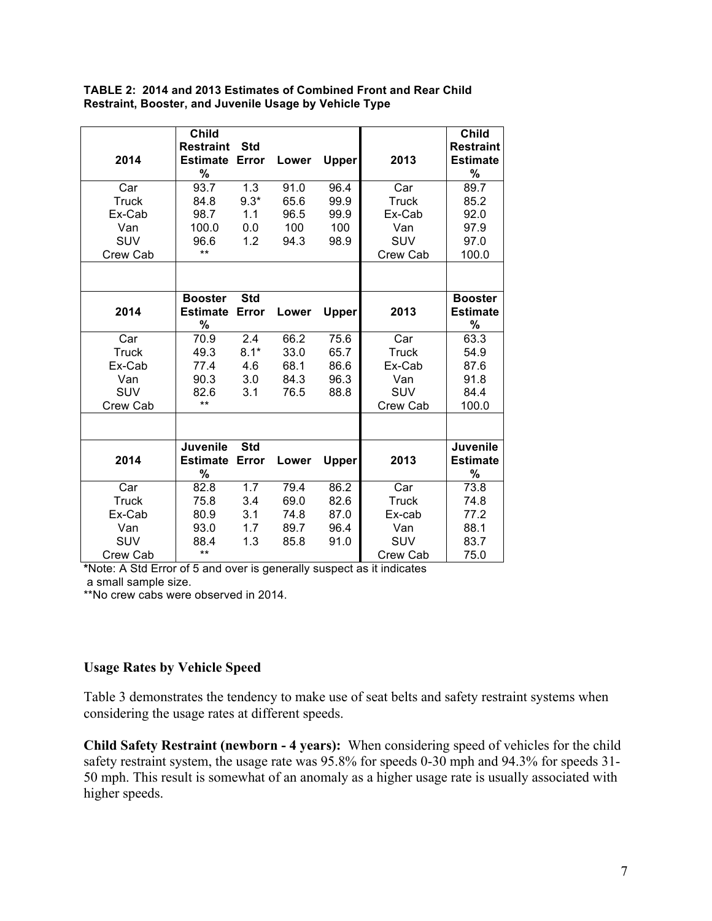**TABLE 2: 2014 and 2013 Estimates of Combined Front and Rear Child Restraint, Booster, and Juvenile Usage by Vehicle Type**

| 2014 | Child Restraint Estimate % | Std Error | Lower | Upper | 2013 | Child Restraint Estimate % |
|---|---|---|---|---|---|---|
| Car | 93.7 | 1.3 | 91.0 | 96.4 | Car | 89.7 |
| Truck | 84.8 | 9.3* | 65.6 | 99.9 | Truck | 85.2 |
| Ex-Cab | 98.7 | 1.1 | 96.5 | 99.9 | Ex-Cab | 92.0 |
| Van | 100.0 | 0.0 | 100 | 100 | Van | 97.9 |
| SUV | 96.6 | 1.2 | 94.3 | 98.9 | SUV | 97.0 |
| Crew Cab | ** | | | | Crew Cab | 100.0 |

| 2014 | Booster Estimate % | Std Error | Lower | Upper | 2013 | Booster Estimate % |
|---|---|---|---|---|---|---|
| Car | 70.9 | 2.4 | 66.2 | 75.6 | Car | 63.3 |
| Truck | 49.3 | 8.1* | 33.0 | 65.7 | Truck | 54.9 |
| Ex-Cab | 77.4 | 4.6 | 68.1 | 86.6 | Ex-Cab | 87.6 |
| Van | 90.3 | 3.0 | 84.3 | 96.3 | Van | 91.8 |
| SUV | 82.6 | 3.1 | 76.5 | 88.8 | SUV | 84.4 |
| Crew Cab | ** | | | | Crew Cab | 100.0 |

| 2014 | Juvenile Estimate % | Std Error | Lower | Upper | 2013 | Juvenile Estimate % |
|---|---|---|---|---|---|---|
| Car | 82.8 | 1.7 | 79.4 | 86.2 | Car | 73.8 |
| Truck | 75.8 | 3.4 | 69.0 | 82.6 | Truck | 74.8 |
| Ex-Cab | 80.9 | 3.1 | 74.8 | 87.0 | Ex-cab | 77.2 |
| Van | 93.0 | 1.7 | 89.7 | 96.4 | Van | 88.1 |
| SUV | 88.4 | 1.3 | 85.8 | 91.0 | SUV | 83.7 |
| Crew Cab | ** | | | | Crew Cab | 75.0 |

*Note: A Std Error of 5 and over is generally suspect as it indicates a small sample size.

**No crew cabs were observed in 2014.

### Usage Rates by Vehicle Speed

Table 3 demonstrates the tendency to make use of seat belts and safety restraint systems when considering the usage rates at different speeds.

**Child Safety Restraint (newborn - 4 years):** When considering speed of vehicles for the child safety restraint system, the usage rate was 95.8% for speeds 0-30 mph and 94.3% for speeds 31-50 mph. This result is somewhat of an anomaly as a higher usage rate is usually associated with higher speeds.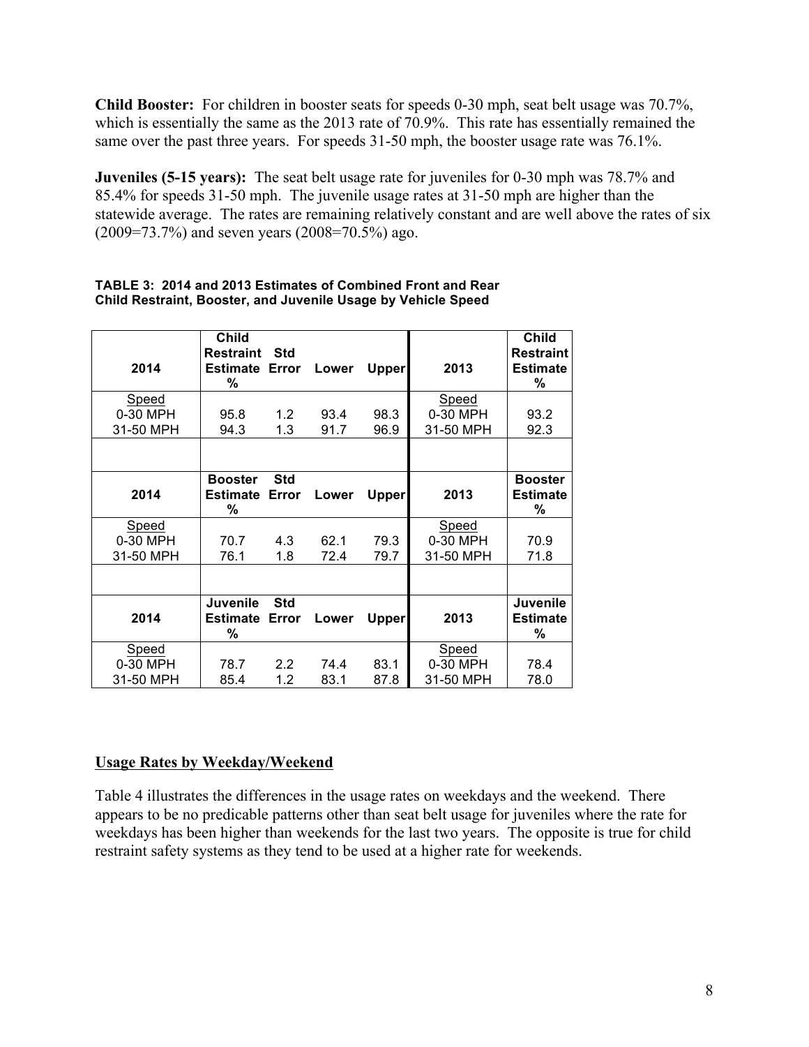**Child Booster:** For children in booster seats for speeds 0-30 mph, seat belt usage was 70.7%, which is essentially the same as the 2013 rate of 70.9%. This rate has essentially remained the same over the past three years. For speeds 31-50 mph, the booster usage rate was 76.1%.

**Juveniles (5-15 years):** The seat belt usage rate for juveniles for 0-30 mph was 78.7% and 85.4% for speeds 31-50 mph. The juvenile usage rates at 31-50 mph are higher than the statewide average. The rates are remaining relatively constant and are well above the rates of six (2009=73.7%) and seven years (2008=70.5%) ago.

**TABLE 3: 2014 and 2013 Estimates of Combined Front and Rear Child Restraint, Booster, and Juvenile Usage by Vehicle Speed**

| 2014 | Child Restraint Estimate % | Std Error | Lower | Upper | 2013 | Child Restraint Estimate % |
|---|---|---|---|---|---|---|
| Speed | | | | | Speed | |
| 0-30 MPH | 95.8 | 1.2 | 93.4 | 98.3 | 0-30 MPH | 93.2 |
| 31-50 MPH | 94.3 | 1.3 | 91.7 | 96.9 | 31-50 MPH | 92.3 |
| | | | | | | |
| **2014** | **Booster Estimate %** | **Std Error** | **Lower** | **Upper** | **2013** | **Booster Estimate %** |
| Speed | | | | | Speed | |
| 0-30 MPH | 70.7 | 4.3 | 62.1 | 79.3 | 0-30 MPH | 70.9 |
| 31-50 MPH | 76.1 | 1.8 | 72.4 | 79.7 | 31-50 MPH | 71.8 |
| | | | | | | |
| **2014** | **Juvenile Estimate %** | **Std Error** | **Lower** | **Upper** | **2013** | **Juvenile Estimate %** |
| Speed | | | | | Speed | |
| 0-30 MPH | 78.7 | 2.2 | 74.4 | 83.1 | 0-30 MPH | 78.4 |
| 31-50 MPH | 85.4 | 1.2 | 83.1 | 87.8 | 31-50 MPH | 78.0 |

## Usage Rates by Weekday/Weekend

Table 4 illustrates the differences in the usage rates on weekdays and the weekend. There appears to be no predicable patterns other than seat belt usage for juveniles where the rate for weekdays has been higher than weekends for the last two years. The opposite is true for child restraint safety systems as they tend to be used at a higher rate for weekends.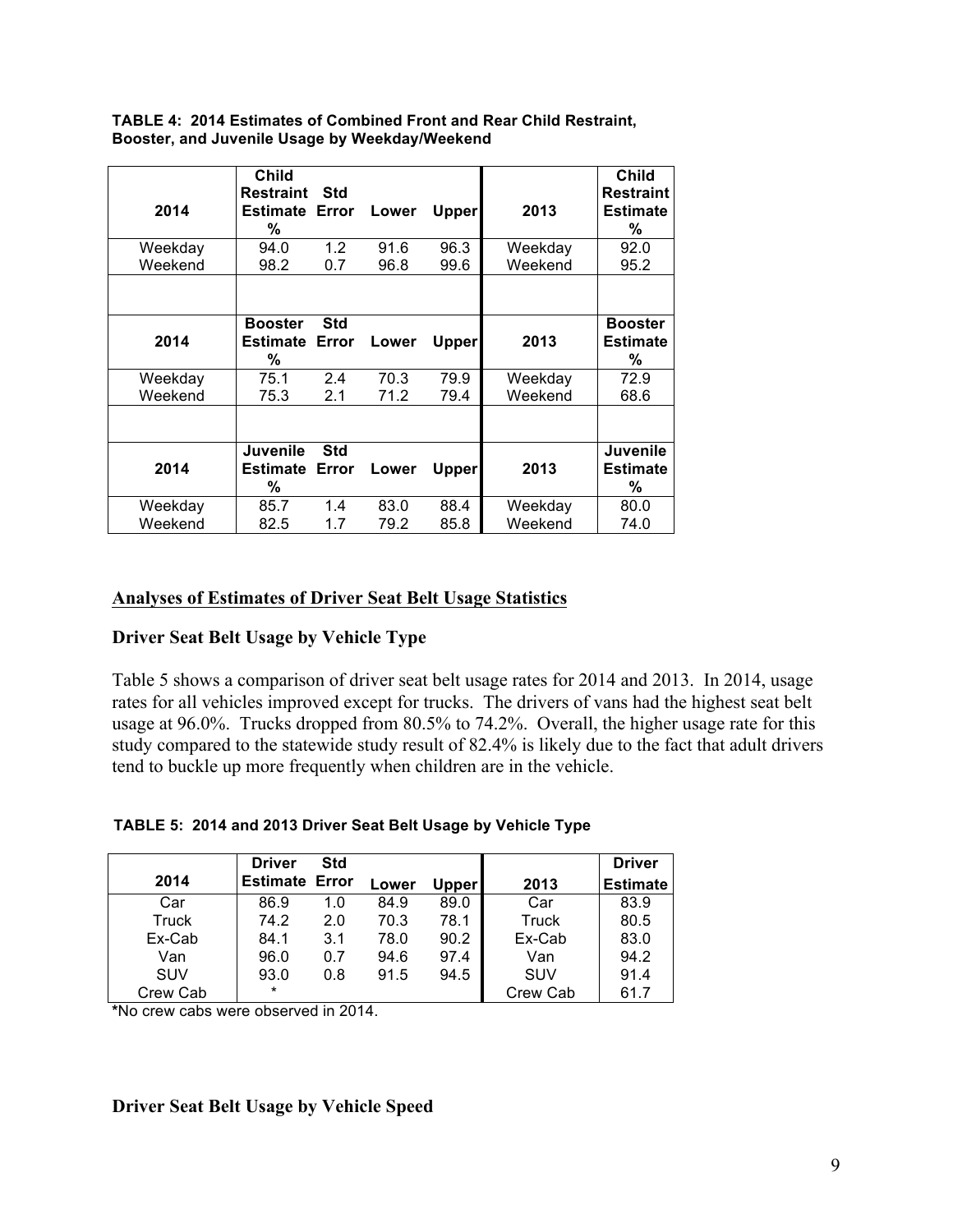**TABLE 4: 2014 Estimates of Combined Front and Rear Child Restraint, Booster, and Juvenile Usage by Weekday/Weekend**

| 2014 | Child Restraint Estimate % | Std Error | Lower | Upper | 2013 | Child Restraint Estimate % |
|---|---|---|---|---|---|---|
| Weekday | 94.0 | 1.2 | 91.6 | 96.3 | Weekday | 92.0 |
| Weekend | 98.2 | 0.7 | 96.8 | 99.6 | Weekend | 95.2 |
| | | | | | | |
| **2014** | **Booster Estimate %** | **Std Error** | **Lower** | **Upper** | **2013** | **Booster Estimate %** |
| Weekday | 75.1 | 2.4 | 70.3 | 79.9 | Weekday | 72.9 |
| Weekend | 75.3 | 2.1 | 71.2 | 79.4 | Weekend | 68.6 |
| | | | | | | |
| **2014** | **Juvenile Estimate %** | **Std Error** | **Lower** | **Upper** | **2013** | **Juvenile Estimate %** |
| Weekday | 85.7 | 1.4 | 83.0 | 88.4 | Weekday | 80.0 |
| Weekend | 82.5 | 1.7 | 79.2 | 85.8 | Weekend | 74.0 |

## Analyses of Estimates of Driver Seat Belt Usage Statistics

### Driver Seat Belt Usage by Vehicle Type

Table 5 shows a comparison of driver seat belt usage rates for 2014 and 2013. In 2014, usage rates for all vehicles improved except for trucks. The drivers of vans had the highest seat belt usage at 96.0%. Trucks dropped from 80.5% to 74.2%. Overall, the higher usage rate for this study compared to the statewide study result of 82.4% is likely due to the fact that adult drivers tend to buckle up more frequently when children are in the vehicle.

**TABLE 5: 2014 and 2013 Driver Seat Belt Usage by Vehicle Type**

| 2014 | Driver Estimate | Std Error | Lower | Upper | 2013 | Driver Estimate |
|---|---|---|---|---|---|---|
| Car | 86.9 | 1.0 | 84.9 | 89.0 | Car | 83.9 |
| Truck | 74.2 | 2.0 | 70.3 | 78.1 | Truck | 80.5 |
| Ex-Cab | 84.1 | 3.1 | 78.0 | 90.2 | Ex-Cab | 83.0 |
| Van | 96.0 | 0.7 | 94.6 | 97.4 | Van | 94.2 |
| SUV | 93.0 | 0.8 | 91.5 | 94.5 | SUV | 91.4 |
| Crew Cab | * | | | | Crew Cab | 61.7 |

*No crew cabs were observed in 2014.

### Driver Seat Belt Usage by Vehicle Speed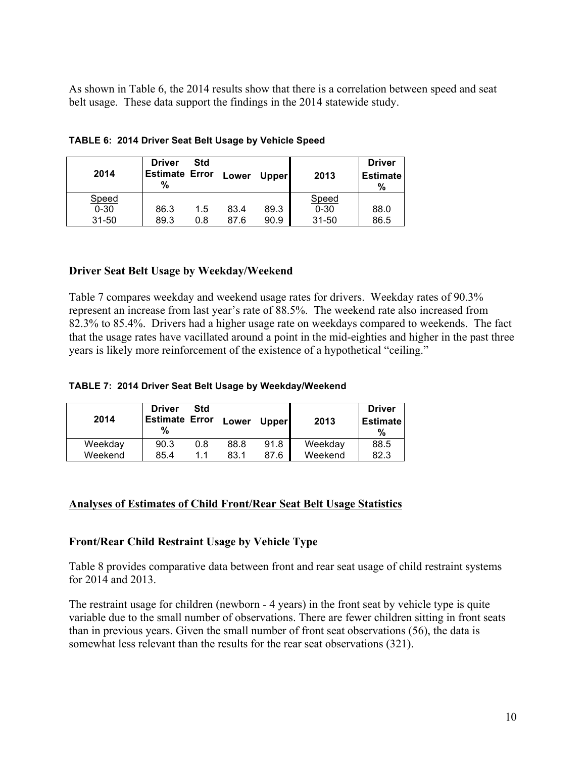As shown in Table 6, the 2014 results show that there is a correlation between speed and seat belt usage. These data support the findings in the 2014 statewide study.

**TABLE 6: 2014 Driver Seat Belt Usage by Vehicle Speed**

| 2014 | Driver Estimate % | Std Error | Lower | Upper | 2013 | Driver Estimate % |
|---|---|---|---|---|---|---|
| Speed | | | | | Speed | |
| 0-30 | 86.3 | 1.5 | 83.4 | 89.3 | 0-30 | 88.0 |
| 31-50 | 89.3 | 0.8 | 87.6 | 90.9 | 31-50 | 86.5 |

### Driver Seat Belt Usage by Weekday/Weekend

Table 7 compares weekday and weekend usage rates for drivers. Weekday rates of 90.3% represent an increase from last year's rate of 88.5%. The weekend rate also increased from 82.3% to 85.4%. Drivers had a higher usage rate on weekdays compared to weekends. The fact that the usage rates have vacillated around a point in the mid-eighties and higher in the past three years is likely more reinforcement of the existence of a hypothetical "ceiling."

**TABLE 7: 2014 Driver Seat Belt Usage by Weekday/Weekend**

| 2014 | Driver Estimate % | Std Error | Lower | Upper | 2013 | Driver Estimate % |
|---|---|---|---|---|---|---|
| Weekday | 90.3 | 0.8 | 88.8 | 91.8 | Weekday | 88.5 |
| Weekend | 85.4 | 1.1 | 83.1 | 87.6 | Weekend | 82.3 |

## Analyses of Estimates of Child Front/Rear Seat Belt Usage Statistics

### Front/Rear Child Restraint Usage by Vehicle Type

Table 8 provides comparative data between front and rear seat usage of child restraint systems for 2014 and 2013.

The restraint usage for children (newborn - 4 years) in the front seat by vehicle type is quite variable due to the small number of observations. There are fewer children sitting in front seats than in previous years. Given the small number of front seat observations (56), the data is somewhat less relevant than the results for the rear seat observations (321).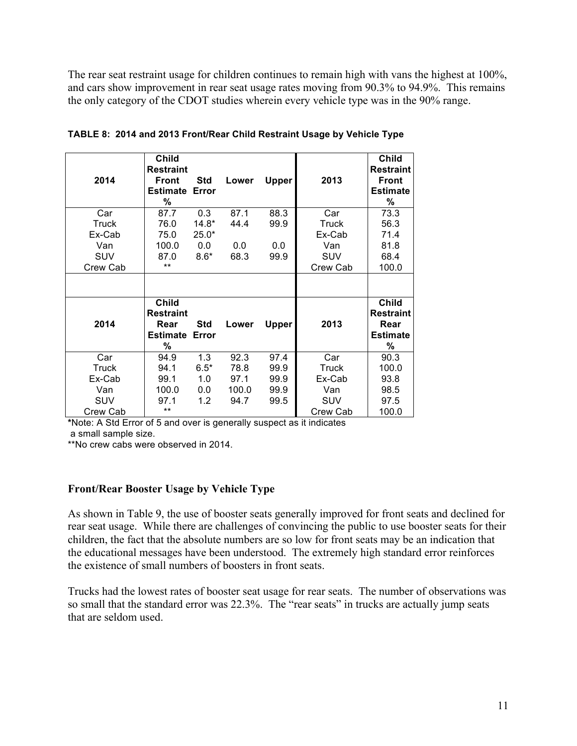The rear seat restraint usage for children continues to remain high with vans the highest at 100%, and cars show improvement in rear seat usage rates moving from 90.3% to 94.9%. This remains the only category of the CDOT studies wherein every vehicle type was in the 90% range.

**TABLE 8: 2014 and 2013 Front/Rear Child Restraint Usage by Vehicle Type**

| 2014 | Child Restraint Front Estimate % | Std Error | Lower | Upper | 2013 | Child Restraint Front Estimate % |
|---|---|---|---|---|---|---|
| Car | 87.7 | 0.3 | 87.1 | 88.3 | Car | 73.3 |
| Truck | 76.0 | 14.8* | 44.4 | 99.9 | Truck | 56.3 |
| Ex-Cab | 75.0 | 25.0* | | | Ex-Cab | 71.4 |
| Van | 100.0 | 0.0 | 0.0 | 0.0 | Van | 81.8 |
| SUV | 87.0 | 8.6* | 68.3 | 99.9 | SUV | 68.4 |
| Crew Cab | ** | | | | Crew Cab | 100.0 |
| | | | | | | |
| **2014** | **Child Restraint Rear Estimate %** | **Std Error** | **Lower** | **Upper** | **2013** | **Child Restraint Rear Estimate %** |
| Car | 94.9 | 1.3 | 92.3 | 97.4 | Car | 90.3 |
| Truck | 94.1 | 6.5* | 78.8 | 99.9 | Truck | 100.0 |
| Ex-Cab | 99.1 | 1.0 | 97.1 | 99.9 | Ex-Cab | 93.8 |
| Van | 100.0 | 0.0 | 100.0 | 99.9 | Van | 98.5 |
| SUV | 97.1 | 1.2 | 94.7 | 99.5 | SUV | 97.5 |
| Crew Cab | ** | | | | Crew Cab | 100.0 |

*Note: A Std Error of 5 and over is generally suspect as it indicates a small sample size.

**No crew cabs were observed in 2014.

### Front/Rear Booster Usage by Vehicle Type

As shown in Table 9, the use of booster seats generally improved for front seats and declined for rear seat usage. While there are challenges of convincing the public to use booster seats for their children, the fact that the absolute numbers are so low for front seats may be an indication that the educational messages have been understood. The extremely high standard error reinforces the existence of small numbers of boosters in front seats.

Trucks had the lowest rates of booster seat usage for rear seats. The number of observations was so small that the standard error was 22.3%. The "rear seats" in trucks are actually jump seats that are seldom used.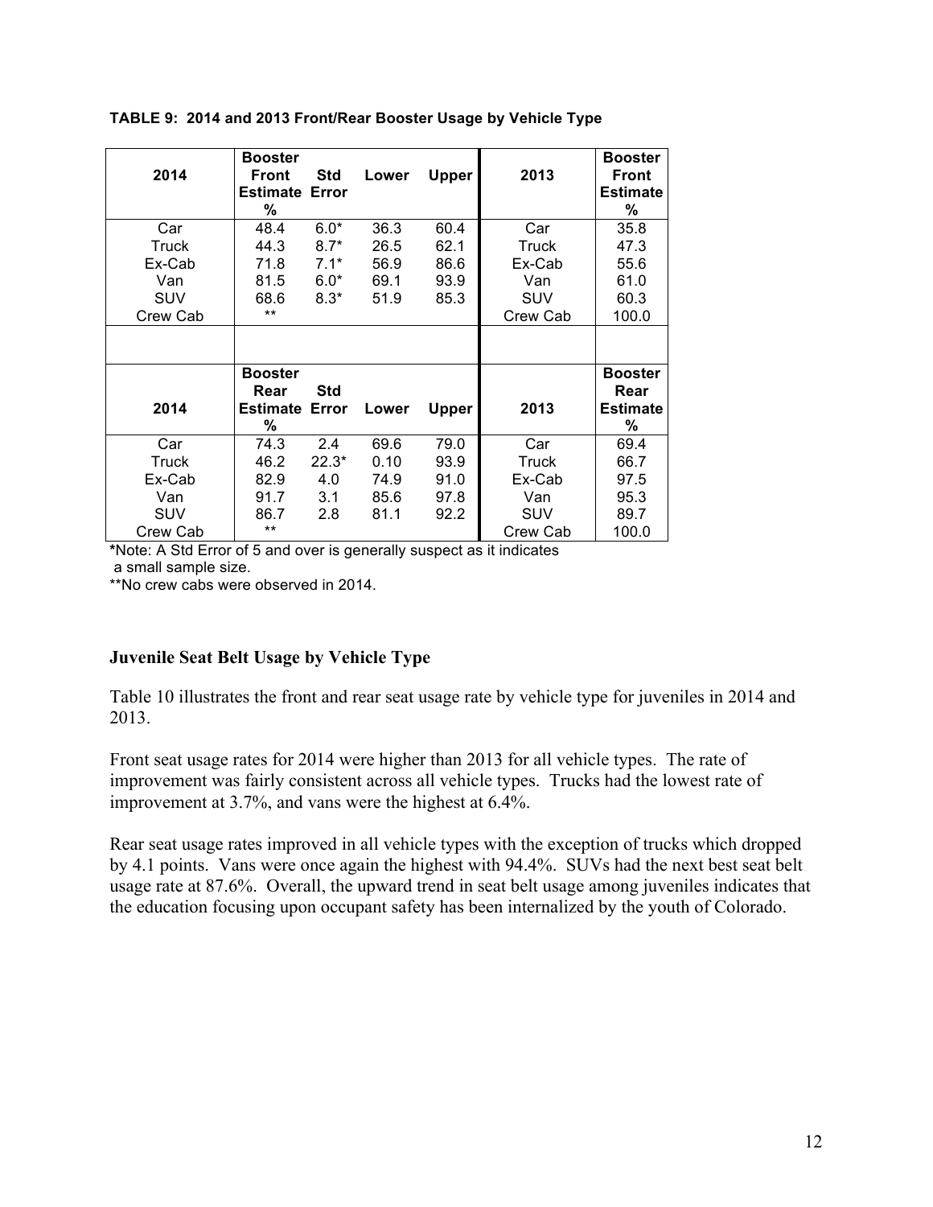**TABLE 9: 2014 and 2013 Front/Rear Booster Usage by Vehicle Type**

| 2014 | Booster Front Estimate % | Std Error | Lower | Upper | 2013 | Booster Front Estimate % |
|---|---|---|---|---|---|---|
| Car | 48.4 | 6.0* | 36.3 | 60.4 | Car | 35.8 |
| Truck | 44.3 | 8.7* | 26.5 | 62.1 | Truck | 47.3 |
| Ex-Cab | 71.8 | 7.1* | 56.9 | 86.6 | Ex-Cab | 55.6 |
| Van | 81.5 | 6.0* | 69.1 | 93.9 | Van | 61.0 |
| SUV | 68.6 | 8.3* | 51.9 | 85.3 | SUV | 60.3 |
| Crew Cab | ** | | | | Crew Cab | 100.0 |
| | | | | | | |
| **2014** | **Booster Rear Estimate %** | **Std Error** | **Lower** | **Upper** | **2013** | **Booster Rear Estimate %** |
| Car | 74.3 | 2.4 | 69.6 | 79.0 | Car | 69.4 |
| Truck | 46.2 | 22.3* | 0.10 | 93.9 | Truck | 66.7 |
| Ex-Cab | 82.9 | 4.0 | 74.9 | 91.0 | Ex-Cab | 97.5 |
| Van | 91.7 | 3.1 | 85.6 | 97.8 | Van | 95.3 |
| SUV | 86.7 | 2.8 | 81.1 | 92.2 | SUV | 89.7 |
| Crew Cab | ** | | | | Crew Cab | 100.0 |

*Note: A Std Error of 5 and over is generally suspect as it indicates a small sample size.

**No crew cabs were observed in 2014.

### Juvenile Seat Belt Usage by Vehicle Type

Table 10 illustrates the front and rear seat usage rate by vehicle type for juveniles in 2014 and 2013.

Front seat usage rates for 2014 were higher than 2013 for all vehicle types. The rate of improvement was fairly consistent across all vehicle types. Trucks had the lowest rate of improvement at 3.7%, and vans were the highest at 6.4%.

Rear seat usage rates improved in all vehicle types with the exception of trucks which dropped by 4.1 points. Vans were once again the highest with 94.4%. SUVs had the next best seat belt usage rate at 87.6%. Overall, the upward trend in seat belt usage among juveniles indicates that the education focusing upon occupant safety has been internalized by the youth of Colorado.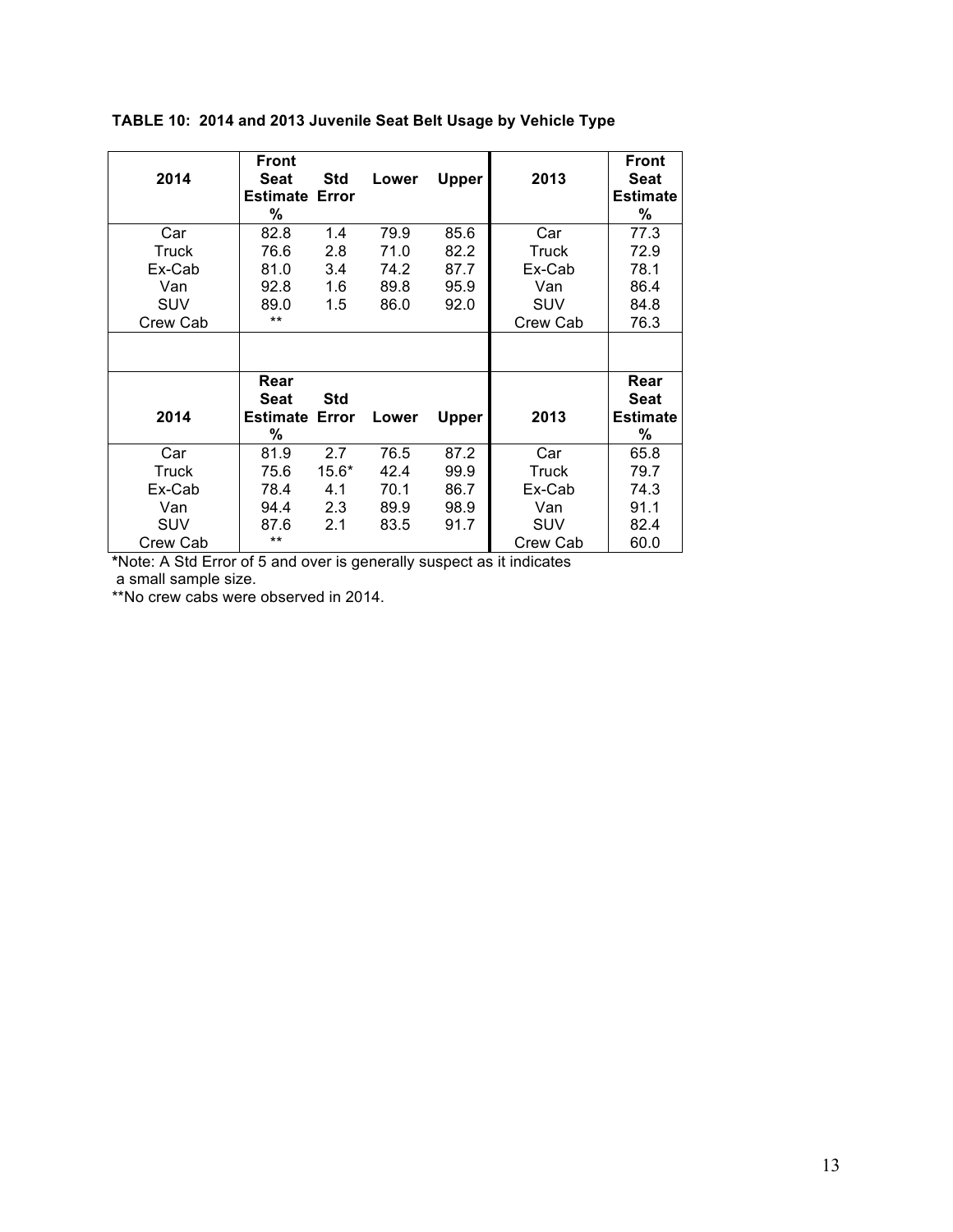**TABLE 10: 2014 and 2013 Juvenile Seat Belt Usage by Vehicle Type**

| 2014 | Front Seat Estimate % | Std Error | Lower | Upper | 2013 | Front Seat Estimate % |
|---|---|---|---|---|---|---|
| Car | 82.8 | 1.4 | 79.9 | 85.6 | Car | 77.3 |
| Truck | 76.6 | 2.8 | 71.0 | 82.2 | Truck | 72.9 |
| Ex-Cab | 81.0 | 3.4 | 74.2 | 87.7 | Ex-Cab | 78.1 |
| Van | 92.8 | 1.6 | 89.8 | 95.9 | Van | 86.4 |
| SUV | 89.0 | 1.5 | 86.0 | 92.0 | SUV | 84.8 |
| Crew Cab | ** | | | | Crew Cab | 76.3 |

| 2014 | Rear Seat Estimate % | Std Error | Lower | Upper | 2013 | Rear Seat Estimate % |
|---|---|---|---|---|---|---|
| Car | 81.9 | 2.7 | 76.5 | 87.2 | Car | 65.8 |
| Truck | 75.6 | 15.6* | 42.4 | 99.9 | Truck | 79.7 |
| Ex-Cab | 78.4 | 4.1 | 70.1 | 86.7 | Ex-Cab | 74.3 |
| Van | 94.4 | 2.3 | 89.9 | 98.9 | Van | 91.1 |
| SUV | 87.6 | 2.1 | 83.5 | 91.7 | SUV | 82.4 |
| Crew Cab | ** | | | | Crew Cab | 60.0 |

*Note: A Std Error of 5 and over is generally suspect as it indicates a small sample size.

**No crew cabs were observed in 2014.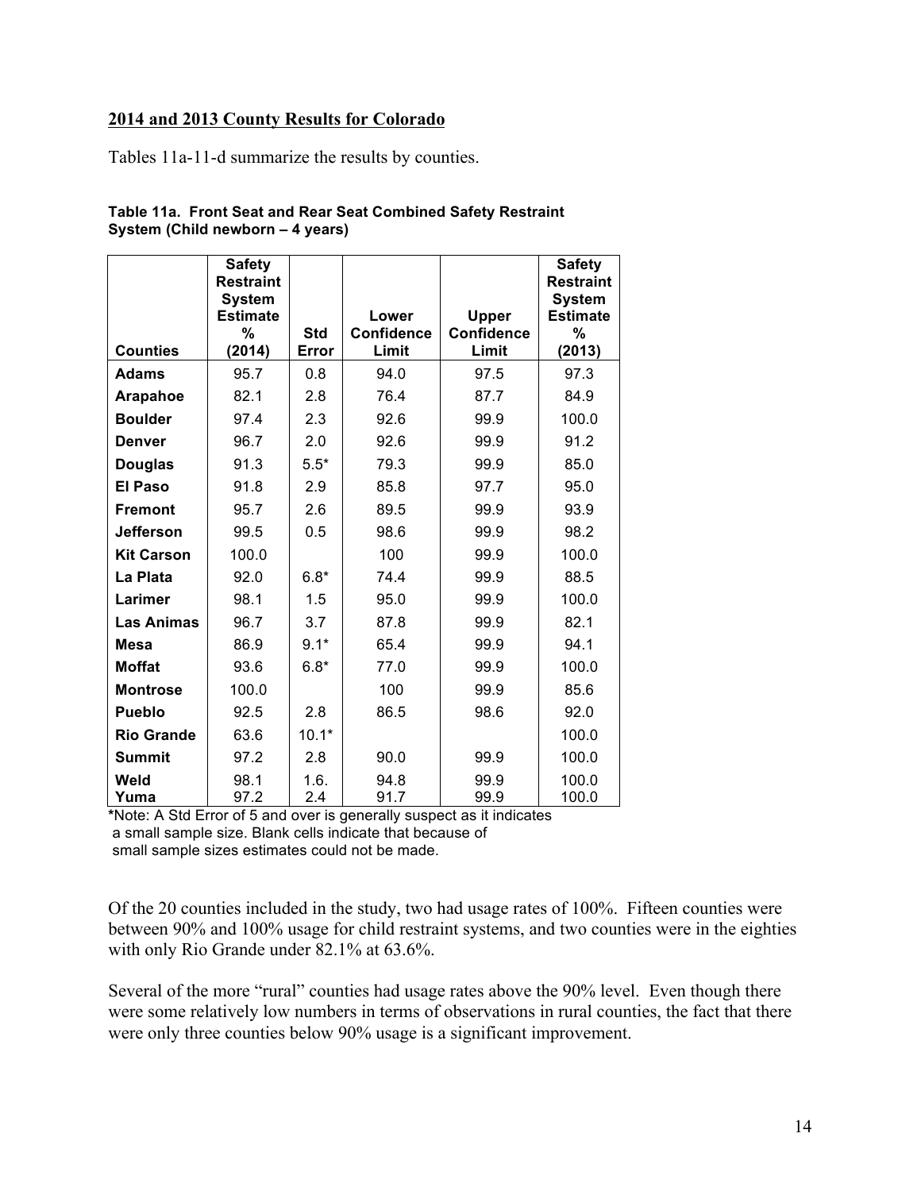## 2014 and 2013 County Results for Colorado

Tables 11a-11-d summarize the results by counties.

**Table 11a. Front Seat and Rear Seat Combined Safety Restraint System (Child newborn – 4 years)**

| Counties | Safety Restraint System Estimate % (2014) | Std Error | Lower Confidence Limit | Upper Confidence Limit | Safety Restraint System Estimate % (2013) |
|---|---|---|---|---|---|
| **Adams** | 95.7 | 0.8 | 94.0 | 97.5 | 97.3 |
| **Arapahoe** | 82.1 | 2.8 | 76.4 | 87.7 | 84.9 |
| **Boulder** | 97.4 | 2.3 | 92.6 | 99.9 | 100.0 |
| **Denver** | 96.7 | 2.0 | 92.6 | 99.9 | 91.2 |
| **Douglas** | 91.3 | 5.5* | 79.3 | 99.9 | 85.0 |
| **El Paso** | 91.8 | 2.9 | 85.8 | 97.7 | 95.0 |
| **Fremont** | 95.7 | 2.6 | 89.5 | 99.9 | 93.9 |
| **Jefferson** | 99.5 | 0.5 | 98.6 | 99.9 | 98.2 |
| **Kit Carson** | 100.0 | | 100 | 99.9 | 100.0 |
| **La Plata** | 92.0 | 6.8* | 74.4 | 99.9 | 88.5 |
| **Larimer** | 98.1 | 1.5 | 95.0 | 99.9 | 100.0 |
| **Las Animas** | 96.7 | 3.7 | 87.8 | 99.9 | 82.1 |
| **Mesa** | 86.9 | 9.1* | 65.4 | 99.9 | 94.1 |
| **Moffat** | 93.6 | 6.8* | 77.0 | 99.9 | 100.0 |
| **Montrose** | 100.0 | | 100 | 99.9 | 85.6 |
| **Pueblo** | 92.5 | 2.8 | 86.5 | 98.6 | 92.0 |
| **Rio Grande** | 63.6 | 10.1* | | | 100.0 |
| **Summit** | 97.2 | 2.8 | 90.0 | 99.9 | 100.0 |
| **Weld** | 98.1 | 1.6. | 94.8 | 99.9 | 100.0 |
| **Yuma** | 97.2 | 2.4 | 91.7 | 99.9 | 100.0 |

**\***Note: A Std Error of 5 and over is generally suspect as it indicates a small sample size. Blank cells indicate that because of small sample sizes estimates could not be made.

Of the 20 counties included in the study, two had usage rates of 100%. Fifteen counties were between 90% and 100% usage for child restraint systems, and two counties were in the eighties with only Rio Grande under 82.1% at 63.6%.

Several of the more "rural" counties had usage rates above the 90% level. Even though there were some relatively low numbers in terms of observations in rural counties, the fact that there were only three counties below 90% usage is a significant improvement.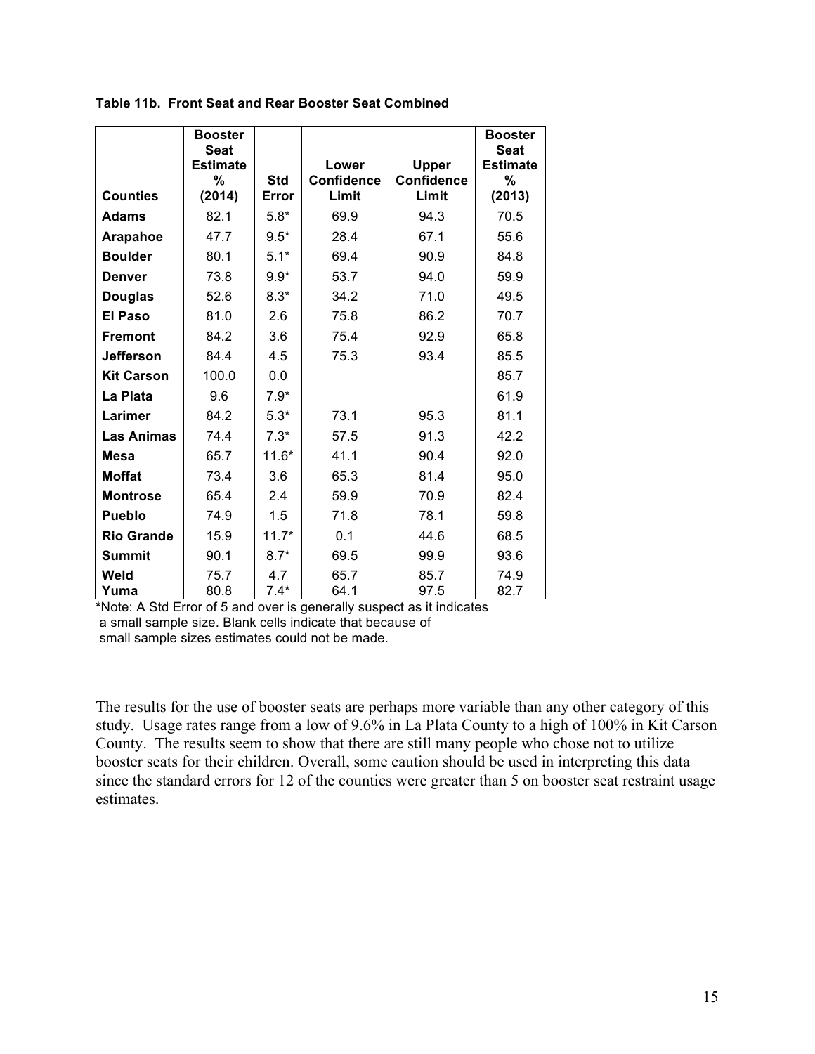**Table 11b. Front Seat and Rear Booster Seat Combined**

| Counties | Booster Seat Estimate % (2014) | Std Error | Lower Confidence Limit | Upper Confidence Limit | Booster Seat Estimate % (2013) |
|---|---|---|---|---|---|
| **Adams** | 82.1 | 5.8* | 69.9 | 94.3 | 70.5 |
| **Arapahoe** | 47.7 | 9.5* | 28.4 | 67.1 | 55.6 |
| **Boulder** | 80.1 | 5.1* | 69.4 | 90.9 | 84.8 |
| **Denver** | 73.8 | 9.9* | 53.7 | 94.0 | 59.9 |
| **Douglas** | 52.6 | 8.3* | 34.2 | 71.0 | 49.5 |
| **El Paso** | 81.0 | 2.6 | 75.8 | 86.2 | 70.7 |
| **Fremont** | 84.2 | 3.6 | 75.4 | 92.9 | 65.8 |
| **Jefferson** | 84.4 | 4.5 | 75.3 | 93.4 | 85.5 |
| **Kit Carson** | 100.0 | 0.0 | | | 85.7 |
| **La Plata** | 9.6 | 7.9* | | | 61.9 |
| **Larimer** | 84.2 | 5.3* | 73.1 | 95.3 | 81.1 |
| **Las Animas** | 74.4 | 7.3* | 57.5 | 91.3 | 42.2 |
| **Mesa** | 65.7 | 11.6* | 41.1 | 90.4 | 92.0 |
| **Moffat** | 73.4 | 3.6 | 65.3 | 81.4 | 95.0 |
| **Montrose** | 65.4 | 2.4 | 59.9 | 70.9 | 82.4 |
| **Pueblo** | 74.9 | 1.5 | 71.8 | 78.1 | 59.8 |
| **Rio Grande** | 15.9 | 11.7* | 0.1 | 44.6 | 68.5 |
| **Summit** | 90.1 | 8.7* | 69.5 | 99.9 | 93.6 |
| **Weld** | 75.7 | 4.7 | 65.7 | 85.7 | 74.9 |
| **Yuma** | 80.8 | 7.4* | 64.1 | 97.5 | 82.7 |

***Note:** A Std Error of 5 and over is generally suspect as it indicates a small sample size. Blank cells indicate that because of small sample sizes estimates could not be made.

The results for the use of booster seats are perhaps more variable than any other category of this study. Usage rates range from a low of 9.6% in La Plata County to a high of 100% in Kit Carson County. The results seem to show that there are still many people who chose not to utilize booster seats for their children. Overall, some caution should be used in interpreting this data since the standard errors for 12 of the counties were greater than 5 on booster seat restraint usage estimates.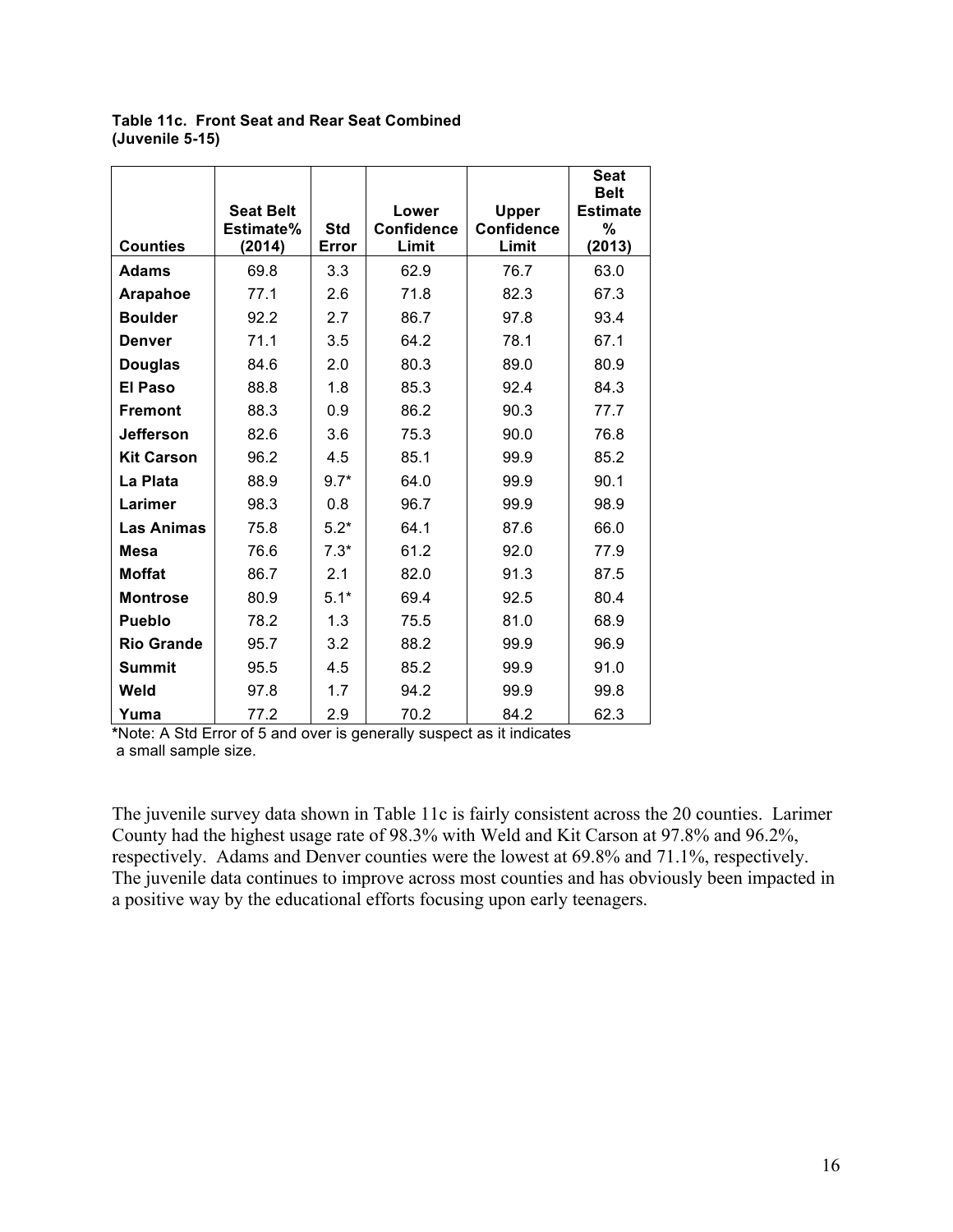**Table 11c. Front Seat and Rear Seat Combined (Juvenile 5-15)**

| Counties | Seat Belt Estimate% (2014) | Std Error | Lower Confidence Limit | Upper Confidence Limit | Seat Belt Estimate % (2013) |
|---|---|---|---|---|---|
| **Adams** | 69.8 | 3.3 | 62.9 | 76.7 | 63.0 |
| **Arapahoe** | 77.1 | 2.6 | 71.8 | 82.3 | 67.3 |
| **Boulder** | 92.2 | 2.7 | 86.7 | 97.8 | 93.4 |
| **Denver** | 71.1 | 3.5 | 64.2 | 78.1 | 67.1 |
| **Douglas** | 84.6 | 2.0 | 80.3 | 89.0 | 80.9 |
| **El Paso** | 88.8 | 1.8 | 85.3 | 92.4 | 84.3 |
| **Fremont** | 88.3 | 0.9 | 86.2 | 90.3 | 77.7 |
| **Jefferson** | 82.6 | 3.6 | 75.3 | 90.0 | 76.8 |
| **Kit Carson** | 96.2 | 4.5 | 85.1 | 99.9 | 85.2 |
| **La Plata** | 88.9 | 9.7* | 64.0 | 99.9 | 90.1 |
| **Larimer** | 98.3 | 0.8 | 96.7 | 99.9 | 98.9 |
| **Las Animas** | 75.8 | 5.2* | 64.1 | 87.6 | 66.0 |
| **Mesa** | 76.6 | 7.3* | 61.2 | 92.0 | 77.9 |
| **Moffat** | 86.7 | 2.1 | 82.0 | 91.3 | 87.5 |
| **Montrose** | 80.9 | 5.1* | 69.4 | 92.5 | 80.4 |
| **Pueblo** | 78.2 | 1.3 | 75.5 | 81.0 | 68.9 |
| **Rio Grande** | 95.7 | 3.2 | 88.2 | 99.9 | 96.9 |
| **Summit** | 95.5 | 4.5 | 85.2 | 99.9 | 91.0 |
| **Weld** | 97.8 | 1.7 | 94.2 | 99.9 | 99.8 |
| **Yuma** | 77.2 | 2.9 | 70.2 | 84.2 | 62.3 |

***Note**: A Std Error of 5 and over is generally suspect as it indicates a small sample size.

The juvenile survey data shown in Table 11c is fairly consistent across the 20 counties. Larimer County had the highest usage rate of 98.3% with Weld and Kit Carson at 97.8% and 96.2%, respectively. Adams and Denver counties were the lowest at 69.8% and 71.1%, respectively. The juvenile data continues to improve across most counties and has obviously been impacted in a positive way by the educational efforts focusing upon early teenagers.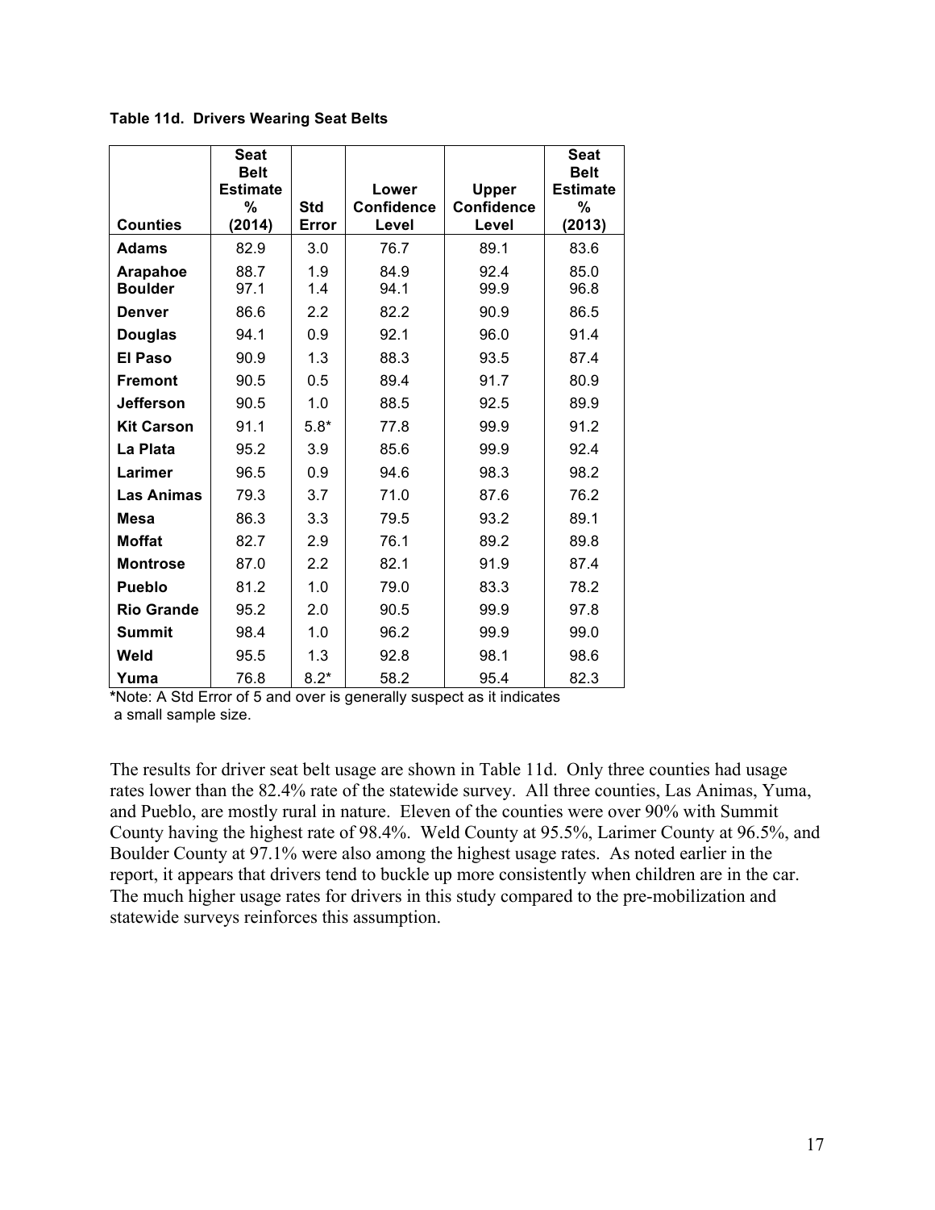**Table 11d. Drivers Wearing Seat Belts**

| Counties | Seat Belt Estimate % (2014) | Std Error | Lower Confidence Level | Upper Confidence Level | Seat Belt Estimate % (2013) |
|---|---|---|---|---|---|
| **Adams** | 82.9 | 3.0 | 76.7 | 89.1 | 83.6 |
| **Arapahoe** | 88.7 | 1.9 | 84.9 | 92.4 | 85.0 |
| **Boulder** | 97.1 | 1.4 | 94.1 | 99.9 | 96.8 |
| **Denver** | 86.6 | 2.2 | 82.2 | 90.9 | 86.5 |
| **Douglas** | 94.1 | 0.9 | 92.1 | 96.0 | 91.4 |
| **El Paso** | 90.9 | 1.3 | 88.3 | 93.5 | 87.4 |
| **Fremont** | 90.5 | 0.5 | 89.4 | 91.7 | 80.9 |
| **Jefferson** | 90.5 | 1.0 | 88.5 | 92.5 | 89.9 |
| **Kit Carson** | 91.1 | 5.8* | 77.8 | 99.9 | 91.2 |
| **La Plata** | 95.2 | 3.9 | 85.6 | 99.9 | 92.4 |
| **Larimer** | 96.5 | 0.9 | 94.6 | 98.3 | 98.2 |
| **Las Animas** | 79.3 | 3.7 | 71.0 | 87.6 | 76.2 |
| **Mesa** | 86.3 | 3.3 | 79.5 | 93.2 | 89.1 |
| **Moffat** | 82.7 | 2.9 | 76.1 | 89.2 | 89.8 |
| **Montrose** | 87.0 | 2.2 | 82.1 | 91.9 | 87.4 |
| **Pueblo** | 81.2 | 1.0 | 79.0 | 83.3 | 78.2 |
| **Rio Grande** | 95.2 | 2.0 | 90.5 | 99.9 | 97.8 |
| **Summit** | 98.4 | 1.0 | 96.2 | 99.9 | 99.0 |
| **Weld** | 95.5 | 1.3 | 92.8 | 98.1 | 98.6 |
| **Yuma** | 76.8 | 8.2* | 58.2 | 95.4 | 82.3 |

***Note:** A Std Error of 5 and over is generally suspect as it indicates a small sample size.

The results for driver seat belt usage are shown in Table 11d. Only three counties had usage rates lower than the 82.4% rate of the statewide survey. All three counties, Las Animas, Yuma, and Pueblo, are mostly rural in nature. Eleven of the counties were over 90% with Summit County having the highest rate of 98.4%. Weld County at 95.5%, Larimer County at 96.5%, and Boulder County at 97.1% were also among the highest usage rates. As noted earlier in the report, it appears that drivers tend to buckle up more consistently when children are in the car. The much higher usage rates for drivers in this study compared to the pre-mobilization and statewide surveys reinforces this assumption.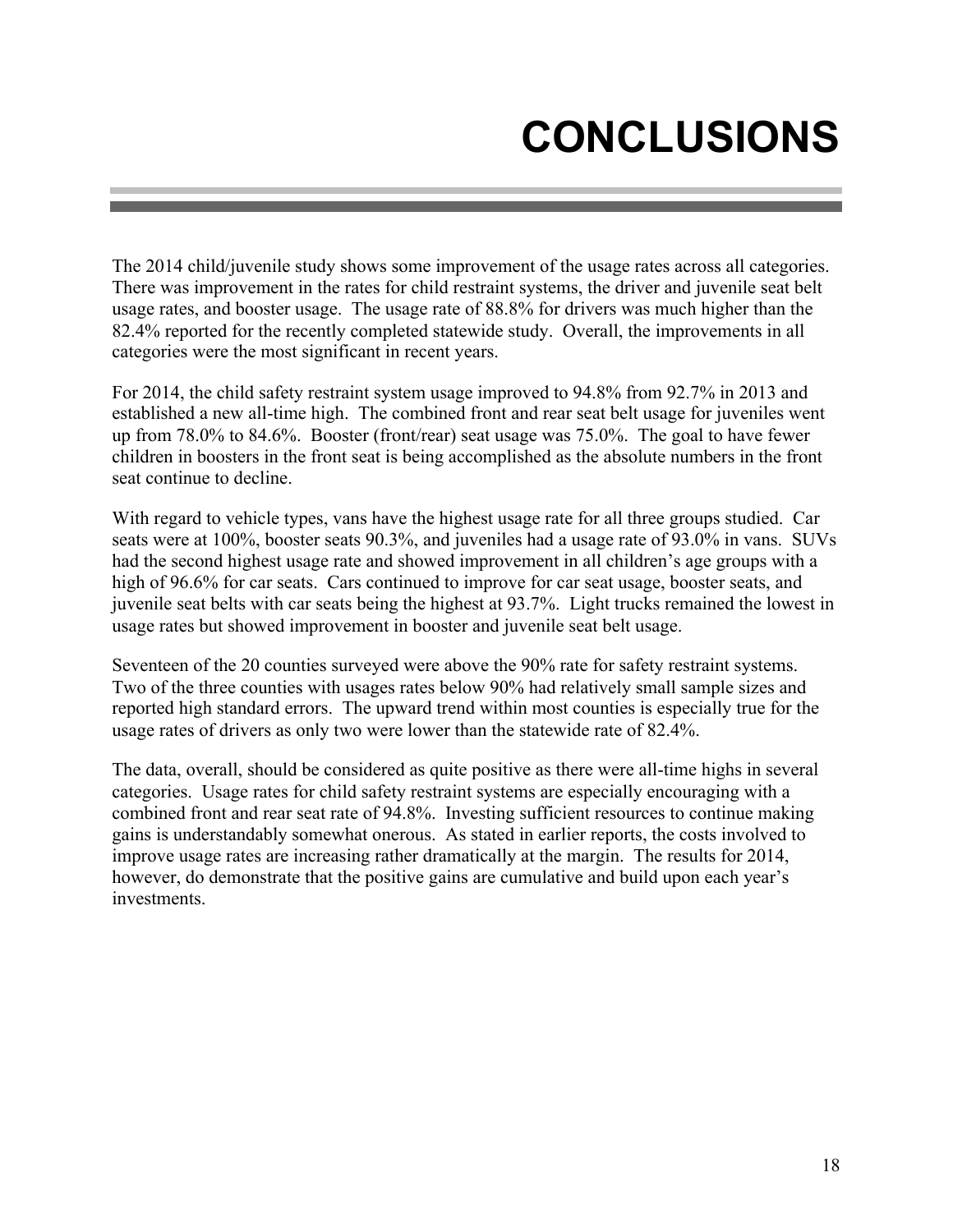# CONCLUSIONS

The 2014 child/juvenile study shows some improvement of the usage rates across all categories. There was improvement in the rates for child restraint systems, the driver and juvenile seat belt usage rates, and booster usage. The usage rate of 88.8% for drivers was much higher than the 82.4% reported for the recently completed statewide study. Overall, the improvements in all categories were the most significant in recent years.

For 2014, the child safety restraint system usage improved to 94.8% from 92.7% in 2013 and established a new all-time high. The combined front and rear seat belt usage for juveniles went up from 78.0% to 84.6%. Booster (front/rear) seat usage was 75.0%. The goal to have fewer children in boosters in the front seat is being accomplished as the absolute numbers in the front seat continue to decline.

With regard to vehicle types, vans have the highest usage rate for all three groups studied. Car seats were at 100%, booster seats 90.3%, and juveniles had a usage rate of 93.0% in vans. SUVs had the second highest usage rate and showed improvement in all children's age groups with a high of 96.6% for car seats. Cars continued to improve for car seat usage, booster seats, and juvenile seat belts with car seats being the highest at 93.7%. Light trucks remained the lowest in usage rates but showed improvement in booster and juvenile seat belt usage.

Seventeen of the 20 counties surveyed were above the 90% rate for safety restraint systems. Two of the three counties with usages rates below 90% had relatively small sample sizes and reported high standard errors. The upward trend within most counties is especially true for the usage rates of drivers as only two were lower than the statewide rate of 82.4%.

The data, overall, should be considered as quite positive as there were all-time highs in several categories. Usage rates for child safety restraint systems are especially encouraging with a combined front and rear seat rate of 94.8%. Investing sufficient resources to continue making gains is understandably somewhat onerous. As stated in earlier reports, the costs involved to improve usage rates are increasing rather dramatically at the margin. The results for 2014, however, do demonstrate that the positive gains are cumulative and build upon each year's investments.